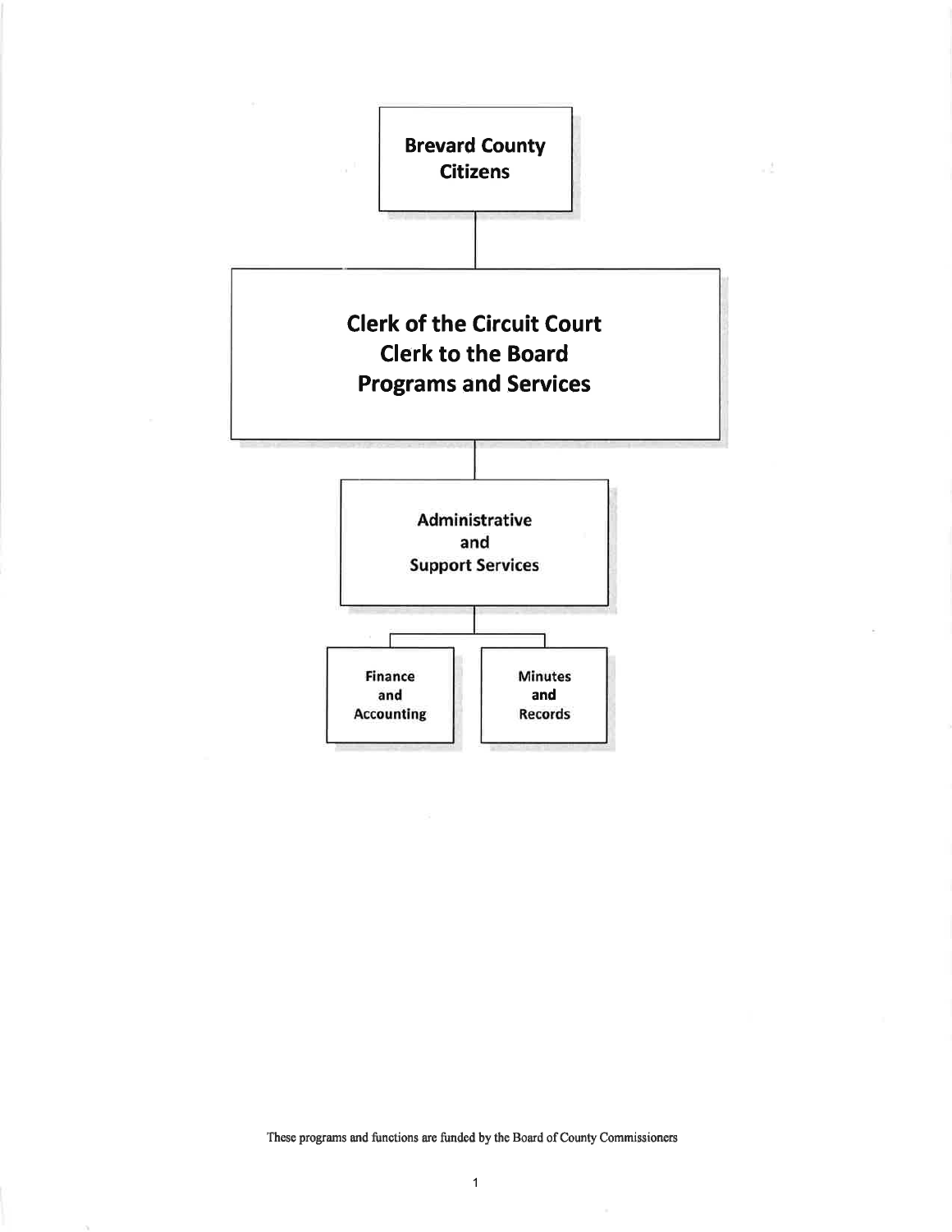**Brevard County Citizens**

**Clerk of the Circuit Court**
**Clerk to the Board**
**Programs and Services**

**Administrative and Support Services**

- **Finance and Accounting**
- **Minutes and Records**

These programs and functions are funded by the Board of County Commissioners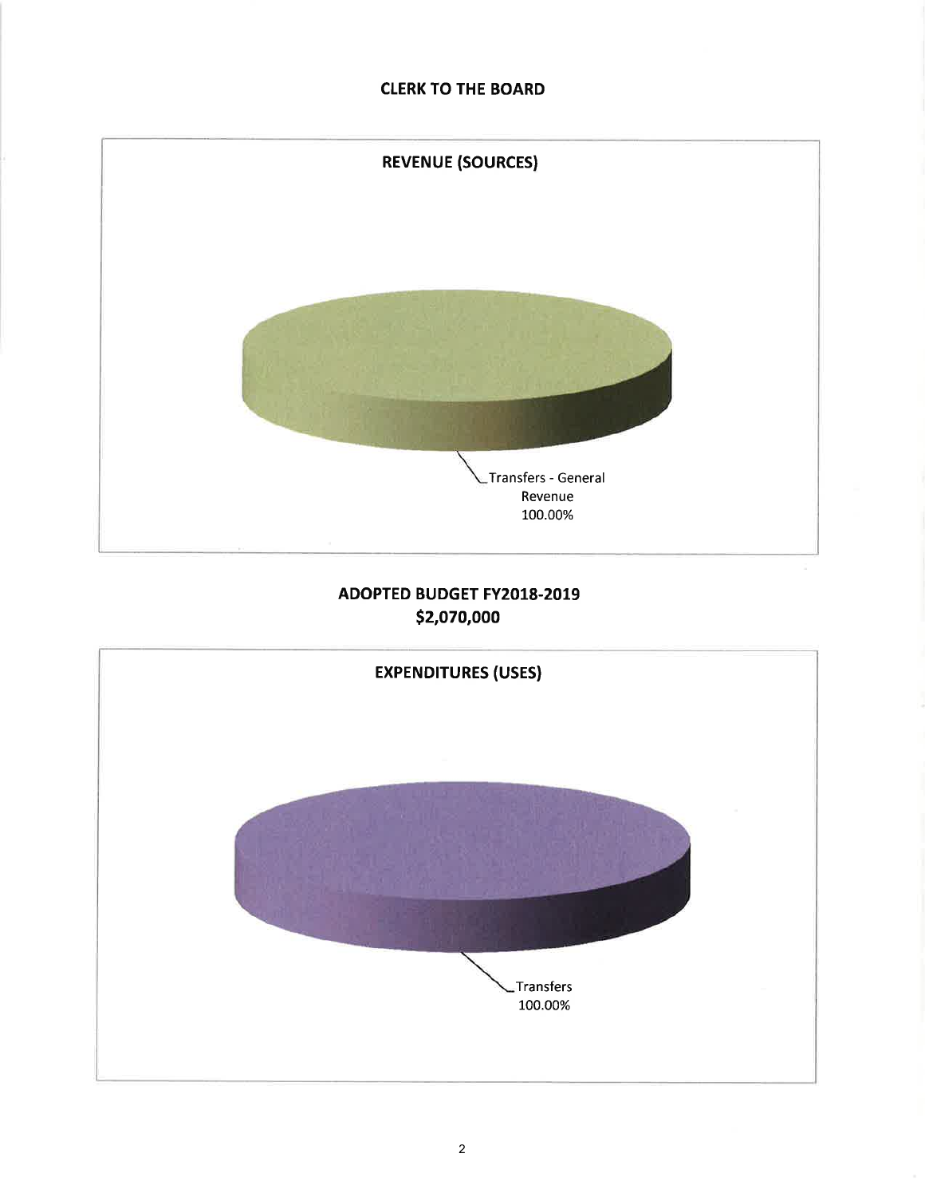## CLERK TO THE BOARD

### REVENUE (SOURCES)

Transfers - General Revenue 100.00%

### ADOPTED BUDGET FY2018-2019
### $2,070,000

### EXPENDITURES (USES)

Transfers 100.00%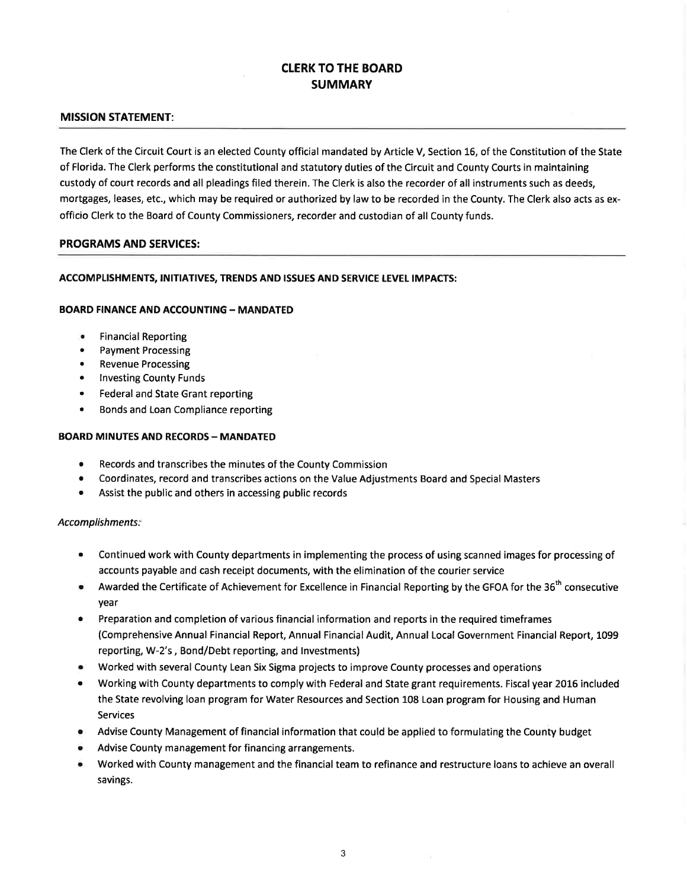# CLERK TO THE BOARD SUMMARY

## MISSION STATEMENT:

The Clerk of the Circuit Court is an elected County official mandated by Article V, Section 16, of the Constitution of the State of Florida. The Clerk performs the constitutional and statutory duties of the Circuit and County Courts in maintaining custody of court records and all pleadings filed therein. The Clerk is also the recorder of all instruments such as deeds, mortgages, leases, etc., which may be required or authorized by law to be recorded in the County. The Clerk also acts as ex-officio Clerk to the Board of County Commissioners, recorder and custodian of all County funds.

## PROGRAMS AND SERVICES:

### ACCOMPLISHMENTS, INITIATIVES, TRENDS AND ISSUES AND SERVICE LEVEL IMPACTS:

#### BOARD FINANCE AND ACCOUNTING – MANDATED

- Financial Reporting
- Payment Processing
- Revenue Processing
- Investing County Funds
- Federal and State Grant reporting
- Bonds and Loan Compliance reporting

#### BOARD MINUTES AND RECORDS – MANDATED

- Records and transcribes the minutes of the County Commission
- Coordinates, record and transcribes actions on the Value Adjustments Board and Special Masters
- Assist the public and others in accessing public records

*Accomplishments:*

- Continued work with County departments in implementing the process of using scanned images for processing of accounts payable and cash receipt documents, with the elimination of the courier service
- Awarded the Certificate of Achievement for Excellence in Financial Reporting by the GFOA for the 36th consecutive year
- Preparation and completion of various financial information and reports in the required timeframes (Comprehensive Annual Financial Report, Annual Financial Audit, Annual Local Government Financial Report, 1099 reporting, W-2's , Bond/Debt reporting, and Investments)
- Worked with several County Lean Six Sigma projects to improve County processes and operations
- Working with County departments to comply with Federal and State grant requirements. Fiscal year 2016 included the State revolving loan program for Water Resources and Section 108 Loan program for Housing and Human Services
- Advise County Management of financial information that could be applied to formulating the County budget
- Advise County management for financing arrangements.
- Worked with County management and the financial team to refinance and restructure loans to achieve an overall savings.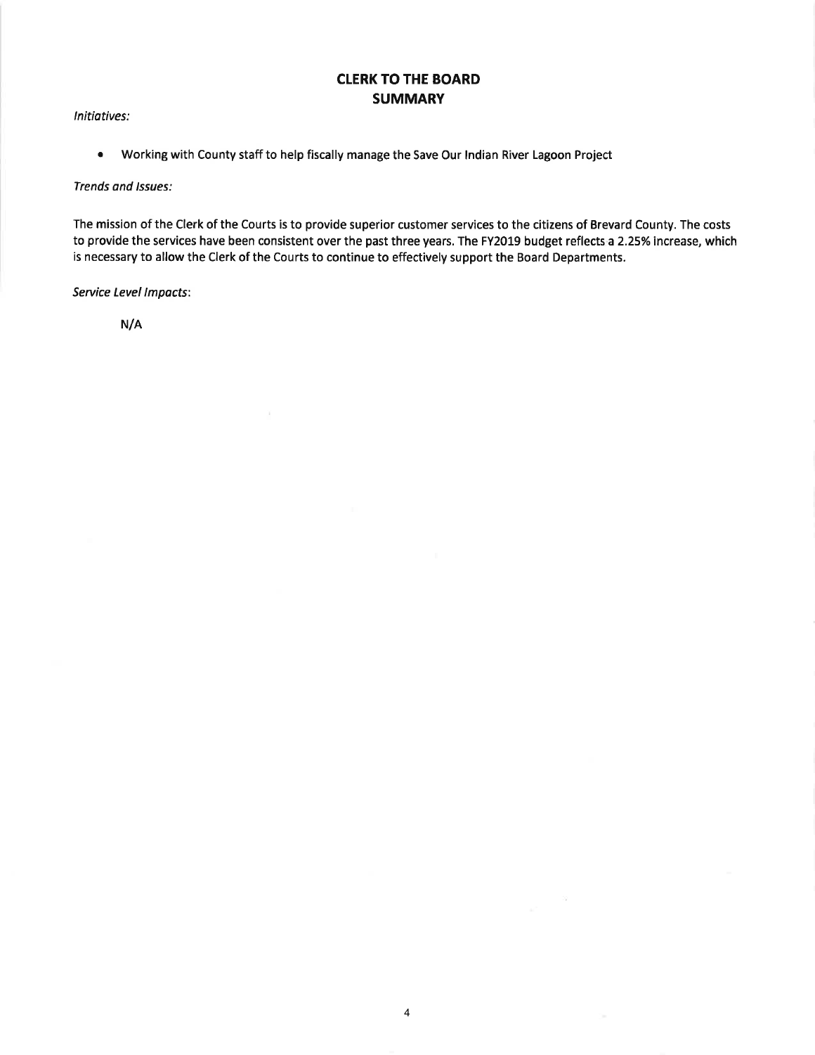## CLERK TO THE BOARD
## SUMMARY

*Initiatives:*

- Working with County staff to help fiscally manage the Save Our Indian River Lagoon Project

*Trends and Issues:*

The mission of the Clerk of the Courts is to provide superior customer services to the citizens of Brevard County. The costs to provide the services have been consistent over the past three years. The FY2019 budget reflects a 2.25% increase, which is necessary to allow the Clerk of the Courts to continue to effectively support the Board Departments.

*Service Level Impacts:*

N/A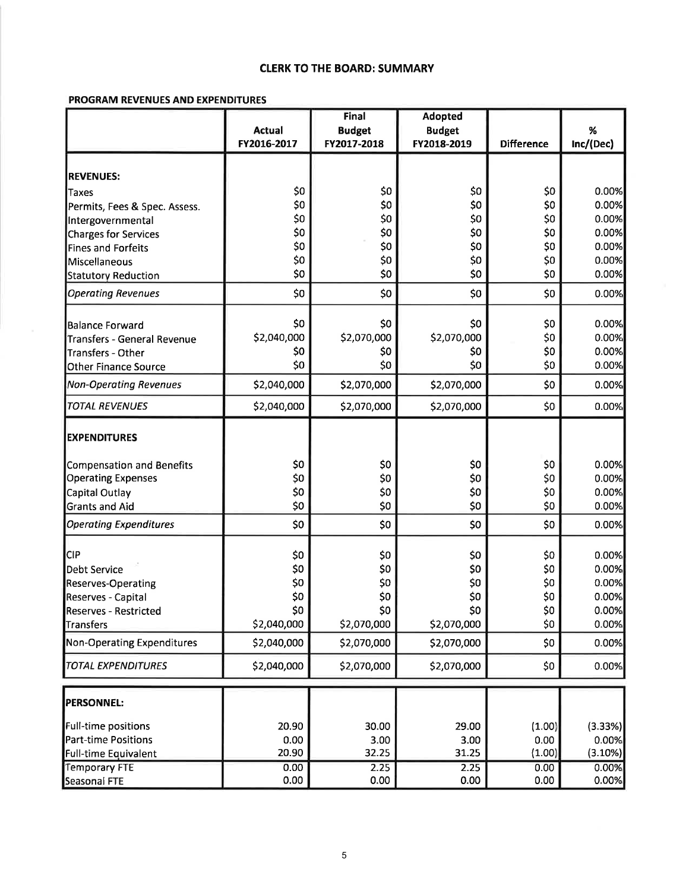# CLERK TO THE BOARD: SUMMARY

**PROGRAM REVENUES AND EXPENDITURES**

| | Actual FY2016-2017 | Final Budget FY2017-2018 | Adopted Budget FY2018-2019 | Difference | % Inc/(Dec) |
|---|---|---|---|---|---|
| **REVENUES:** | | | | | |
| Taxes | $0 | $0 | $0 | $0 | 0.00% |
| Permits, Fees & Spec. Assess. | $0 | $0 | $0 | $0 | 0.00% |
| Intergovernmental | $0 | $0 | $0 | $0 | 0.00% |
| Charges for Services | $0 | $0 | $0 | $0 | 0.00% |
| Fines and Forfeits | $0 | $0 | $0 | $0 | 0.00% |
| Miscellaneous | $0 | $0 | $0 | $0 | 0.00% |
| Statutory Reduction | $0 | $0 | $0 | $0 | 0.00% |
| *Operating Revenues* | $0 | $0 | $0 | $0 | 0.00% |
| Balance Forward | $0 | $0 | $0 | $0 | 0.00% |
| Transfers - General Revenue | $2,040,000 | $2,070,000 | $2,070,000 | $0 | 0.00% |
| Transfers - Other | $0 | $0 | $0 | $0 | 0.00% |
| Other Finance Source | $0 | $0 | $0 | $0 | 0.00% |
| *Non-Operating Revenues* | $2,040,000 | $2,070,000 | $2,070,000 | $0 | 0.00% |
| *TOTAL REVENUES* | $2,040,000 | $2,070,000 | $2,070,000 | $0 | 0.00% |
| **EXPENDITURES** | | | | | |
| Compensation and Benefits | $0 | $0 | $0 | $0 | 0.00% |
| Operating Expenses | $0 | $0 | $0 | $0 | 0.00% |
| Capital Outlay | $0 | $0 | $0 | $0 | 0.00% |
| Grants and Aid | $0 | $0 | $0 | $0 | 0.00% |
| *Operating Expenditures* | $0 | $0 | $0 | $0 | 0.00% |
| CIP | $0 | $0 | $0 | $0 | 0.00% |
| Debt Service | $0 | $0 | $0 | $0 | 0.00% |
| Reserves-Operating | $0 | $0 | $0 | $0 | 0.00% |
| Reserves - Capital | $0 | $0 | $0 | $0 | 0.00% |
| Reserves - Restricted | $0 | $0 | $0 | $0 | 0.00% |
| Transfers | $2,040,000 | $2,070,000 | $2,070,000 | $0 | 0.00% |
| Non-Operating Expenditures | $2,040,000 | $2,070,000 | $2,070,000 | $0 | 0.00% |
| *TOTAL EXPENDITURES* | $2,040,000 | $2,070,000 | $2,070,000 | $0 | 0.00% |

| | | | | | |
|---|---|---|---|---|---|
| **PERSONNEL:** | | | | | |
| Full-time positions | 20.90 | 30.00 | 29.00 | (1.00) | (3.33%) |
| Part-time Positions | 0.00 | 3.00 | 3.00 | 0.00 | 0.00% |
| Full-time Equivalent | 20.90 | 32.25 | 31.25 | (1.00) | (3.10%) |
| Temporary FTE | 0.00 | 2.25 | 2.25 | 0.00 | 0.00% |
| Seasonal FTE | 0.00 | 0.00 | 0.00 | 0.00 | 0.00% |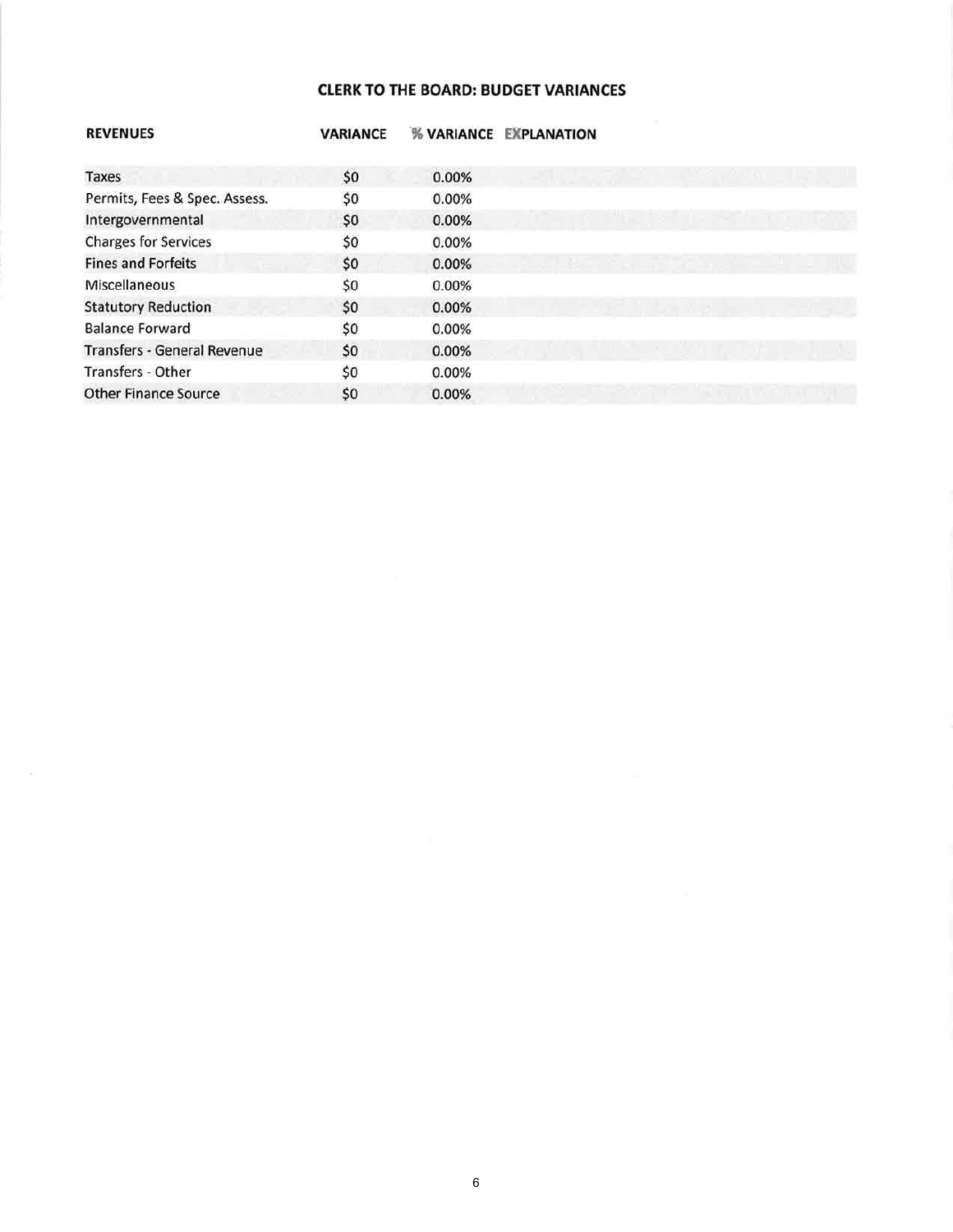## CLERK TO THE BOARD: BUDGET VARIANCES

| REVENUES | VARIANCE | % VARIANCE | EXPLANATION |
|---|---|---|---|
| Taxes | $0 | 0.00% | |
| Permits, Fees & Spec. Assess. | $0 | 0.00% | |
| Intergovernmental | $0 | 0.00% | |
| Charges for Services | $0 | 0.00% | |
| Fines and Forfeits | $0 | 0.00% | |
| Miscellaneous | $0 | 0.00% | |
| Statutory Reduction | $0 | 0.00% | |
| Balance Forward | $0 | 0.00% | |
| Transfers - General Revenue | $0 | 0.00% | |
| Transfers - Other | $0 | 0.00% | |
| Other Finance Source | $0 | 0.00% | |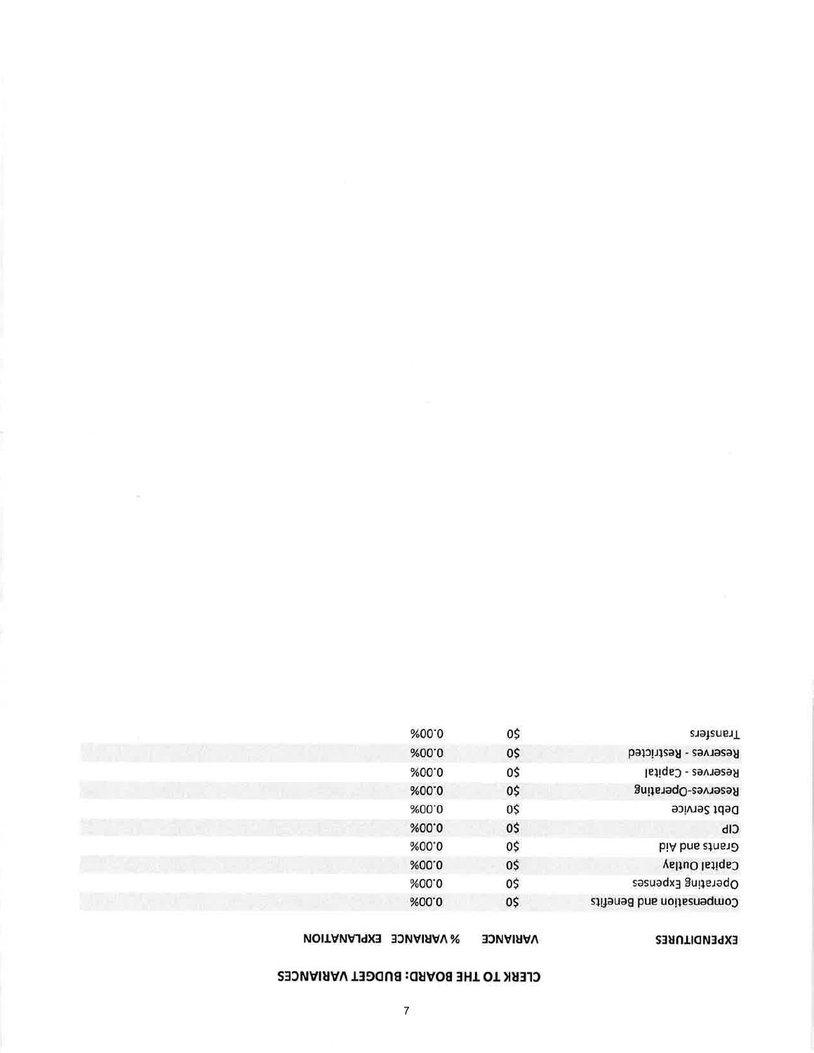**CLERK TO THE BOARD: BUDGET VARIANCES**

| EXPENDITURES | VARIANCE | % VARIANCE | EXPLANATION |
|---|---|---|---|
| Compensation and Benefits | $0 | 0.00% | |
| Operating Expenses | $0 | 0.00% | |
| Capital Outlay | $0 | 0.00% | |
| Grants and Aid | $0 | 0.00% | |
| CIP | $0 | 0.00% | |
| Debt Service | $0 | 0.00% | |
| Reserves-Operating | $0 | 0.00% | |
| Reserves - Capital | $0 | 0.00% | |
| Reserves - Restricted | $0 | 0.00% | |
| Transfers | $0 | 0.00% | |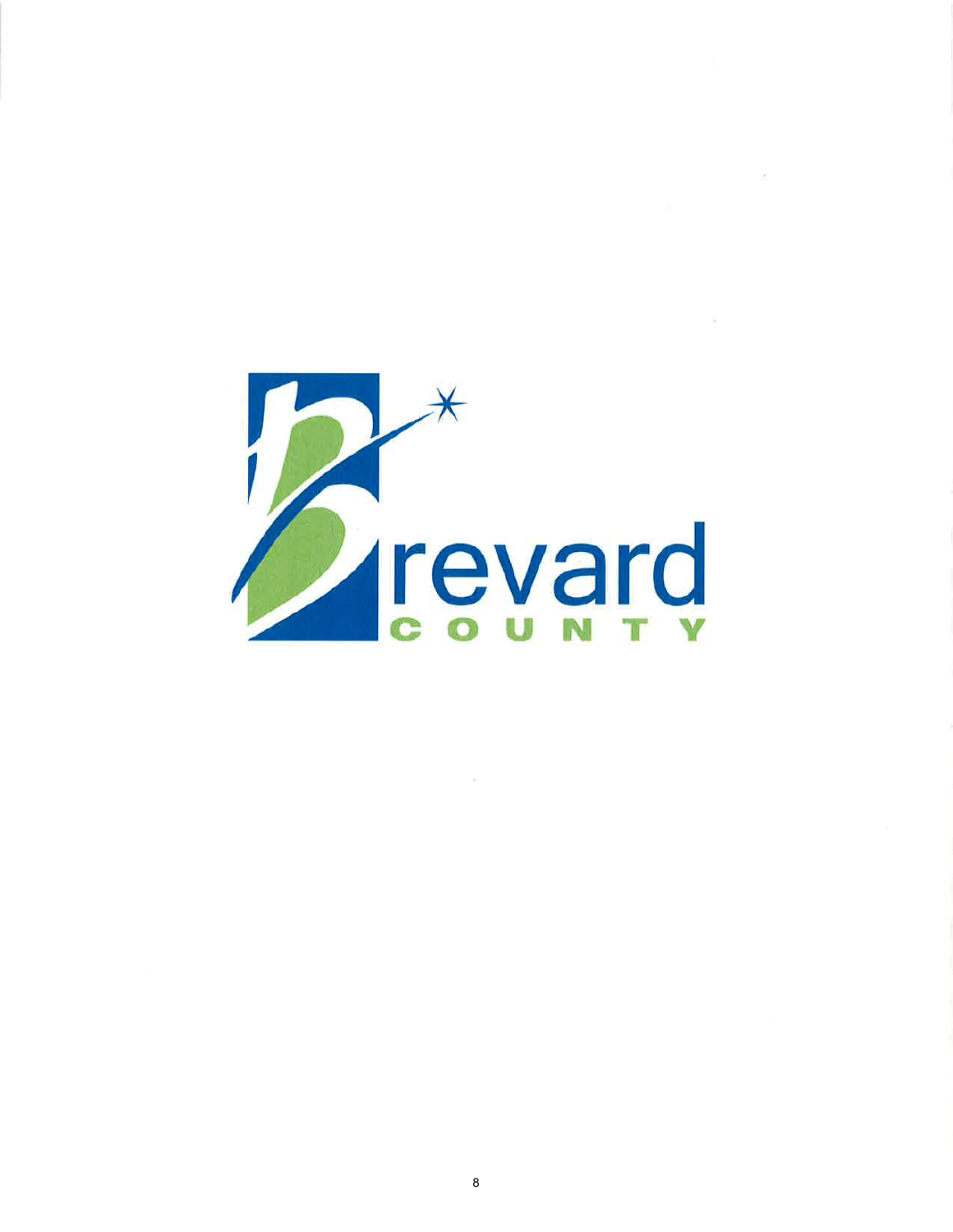Brevard

COUNTY